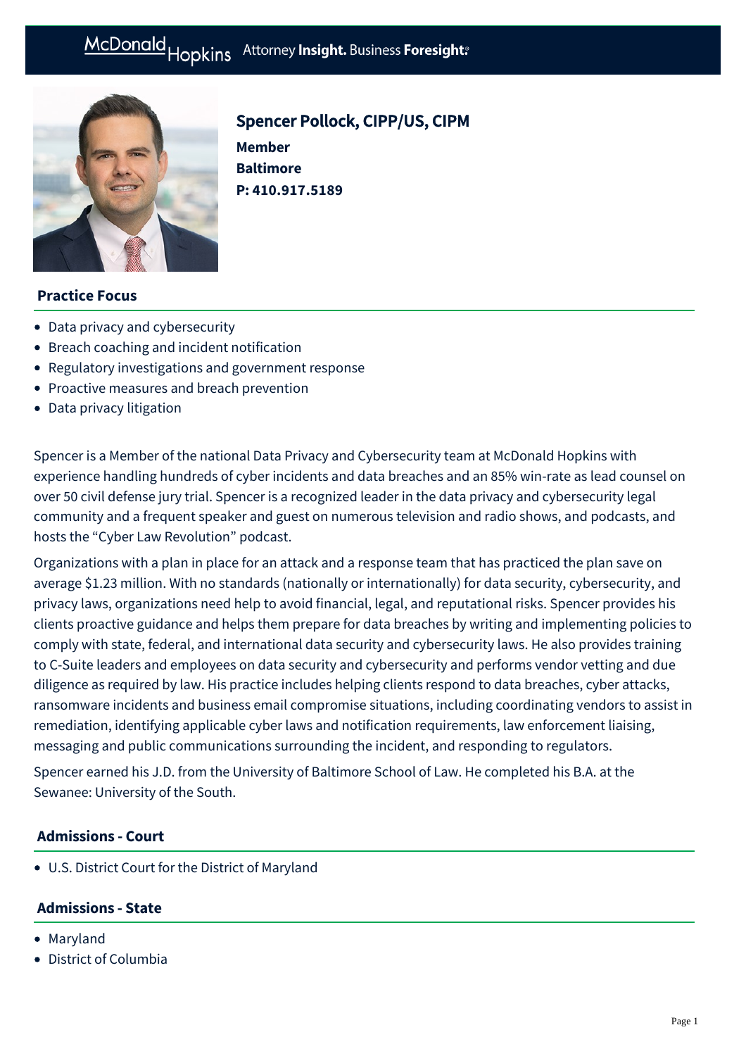# Spencer Pollock, CIPP/US, CIPM

**Member**
**Baltimore**
**P: 410.917.5189**

## Practice Focus

- Data privacy and cybersecurity
- Breach coaching and incident notification
- Regulatory investigations and government response
- Proactive measures and breach prevention
- Data privacy litigation

Spencer is a Member of the national Data Privacy and Cybersecurity team at McDonald Hopkins with experience handling hundreds of cyber incidents and data breaches and an 85% win-rate as lead counsel on over 50 civil defense jury trial. Spencer is a recognized leader in the data privacy and cybersecurity legal community and a frequent speaker and guest on numerous television and radio shows, and podcasts, and hosts the "Cyber Law Revolution" podcast.

Organizations with a plan in place for an attack and a response team that has practiced the plan save on average $1.23 million. With no standards (nationally or internationally) for data security, cybersecurity, and privacy laws, organizations need help to avoid financial, legal, and reputational risks. Spencer provides his clients proactive guidance and helps them prepare for data breaches by writing and implementing policies to comply with state, federal, and international data security and cybersecurity laws. He also provides training to C-Suite leaders and employees on data security and cybersecurity and performs vendor vetting and due diligence as required by law. His practice includes helping clients respond to data breaches, cyber attacks, ransomware incidents and business email compromise situations, including coordinating vendors to assist in remediation, identifying applicable cyber laws and notification requirements, law enforcement liaising, messaging and public communications surrounding the incident, and responding to regulators.

Spencer earned his J.D. from the University of Baltimore School of Law. He completed his B.A. at the Sewanee: University of the South.

## Admissions - Court

- U.S. District Court for the District of Maryland

## Admissions - State

- Maryland
- District of Columbia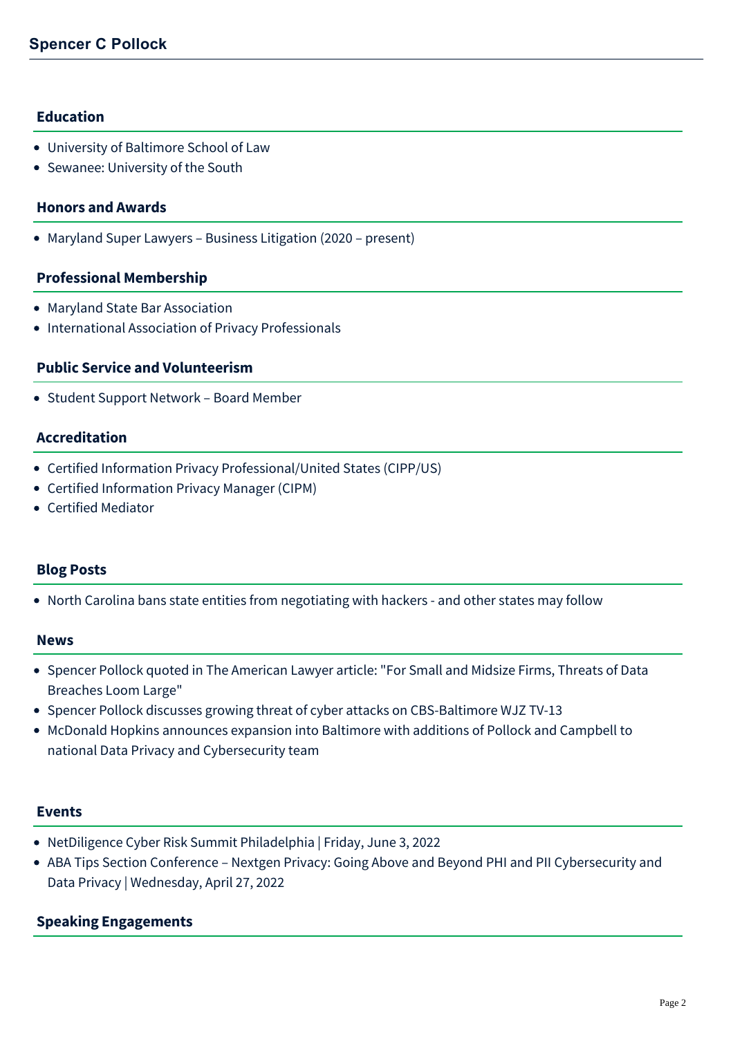## Education

- University of Baltimore School of Law
- Sewanee: University of the South

## Honors and Awards

- Maryland Super Lawyers – Business Litigation (2020 – present)

## Professional Membership

- Maryland State Bar Association
- International Association of Privacy Professionals

## Public Service and Volunteerism

- Student Support Network – Board Member

## Accreditation

- Certified Information Privacy Professional/United States (CIPP/US)
- Certified Information Privacy Manager (CIPM)
- Certified Mediator

## Blog Posts

- North Carolina bans state entities from negotiating with hackers - and other states may follow

## News

- Spencer Pollock quoted in The American Lawyer article: "For Small and Midsize Firms, Threats of Data Breaches Loom Large"
- Spencer Pollock discusses growing threat of cyber attacks on CBS-Baltimore WJZ TV-13
- McDonald Hopkins announces expansion into Baltimore with additions of Pollock and Campbell to national Data Privacy and Cybersecurity team

## Events

- NetDiligence Cyber Risk Summit Philadelphia | Friday, June 3, 2022
- ABA Tips Section Conference – Nextgen Privacy: Going Above and Beyond PHI and PII Cybersecurity and Data Privacy | Wednesday, April 27, 2022

## Speaking Engagements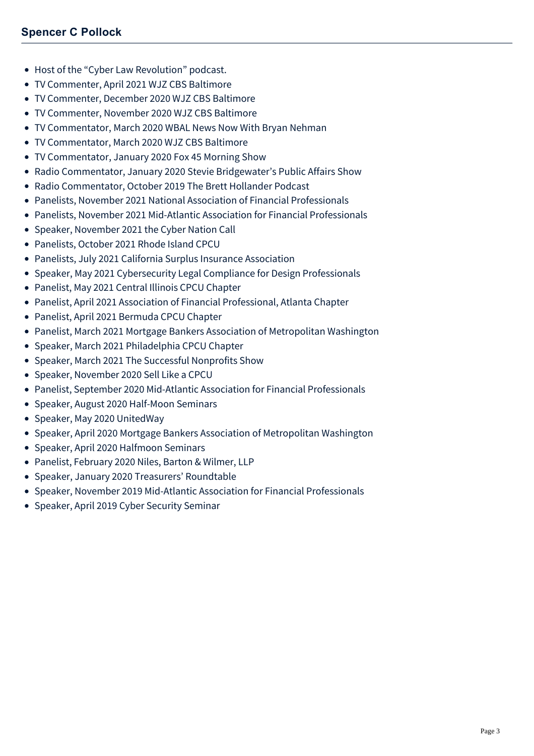- Host of the “Cyber Law Revolution” podcast.
- TV Commenter, April 2021 WJZ CBS Baltimore
- TV Commenter, December 2020 WJZ CBS Baltimore
- TV Commenter, November 2020 WJZ CBS Baltimore
- TV Commentator, March 2020 WBAL News Now With Bryan Nehman
- TV Commentator, March 2020 WJZ CBS Baltimore
- TV Commentator, January 2020 Fox 45 Morning Show
- Radio Commentator, January 2020 Stevie Bridgewater’s Public Affairs Show
- Radio Commentator, October 2019 The Brett Hollander Podcast
- Panelists, November 2021 National Association of Financial Professionals
- Panelists, November 2021 Mid-Atlantic Association for Financial Professionals
- Speaker, November 2021 the Cyber Nation Call
- Panelists, October 2021 Rhode Island CPCU
- Panelists, July 2021 California Surplus Insurance Association
- Speaker, May 2021 Cybersecurity Legal Compliance for Design Professionals
- Panelist, May 2021 Central Illinois CPCU Chapter
- Panelist, April 2021 Association of Financial Professional, Atlanta Chapter
- Panelist, April 2021 Bermuda CPCU Chapter
- Panelist, March 2021 Mortgage Bankers Association of Metropolitan Washington
- Speaker, March 2021 Philadelphia CPCU Chapter
- Speaker, March 2021 The Successful Nonprofits Show
- Speaker, November 2020 Sell Like a CPCU
- Panelist, September 2020 Mid-Atlantic Association for Financial Professionals
- Speaker, August 2020 Half-Moon Seminars
- Speaker, May 2020 UnitedWay
- Speaker, April 2020 Mortgage Bankers Association of Metropolitan Washington
- Speaker, April 2020 Halfmoon Seminars
- Panelist, February 2020 Niles, Barton & Wilmer, LLP
- Speaker, January 2020 Treasurers’ Roundtable
- Speaker, November 2019 Mid-Atlantic Association for Financial Professionals
- Speaker, April 2019 Cyber Security Seminar